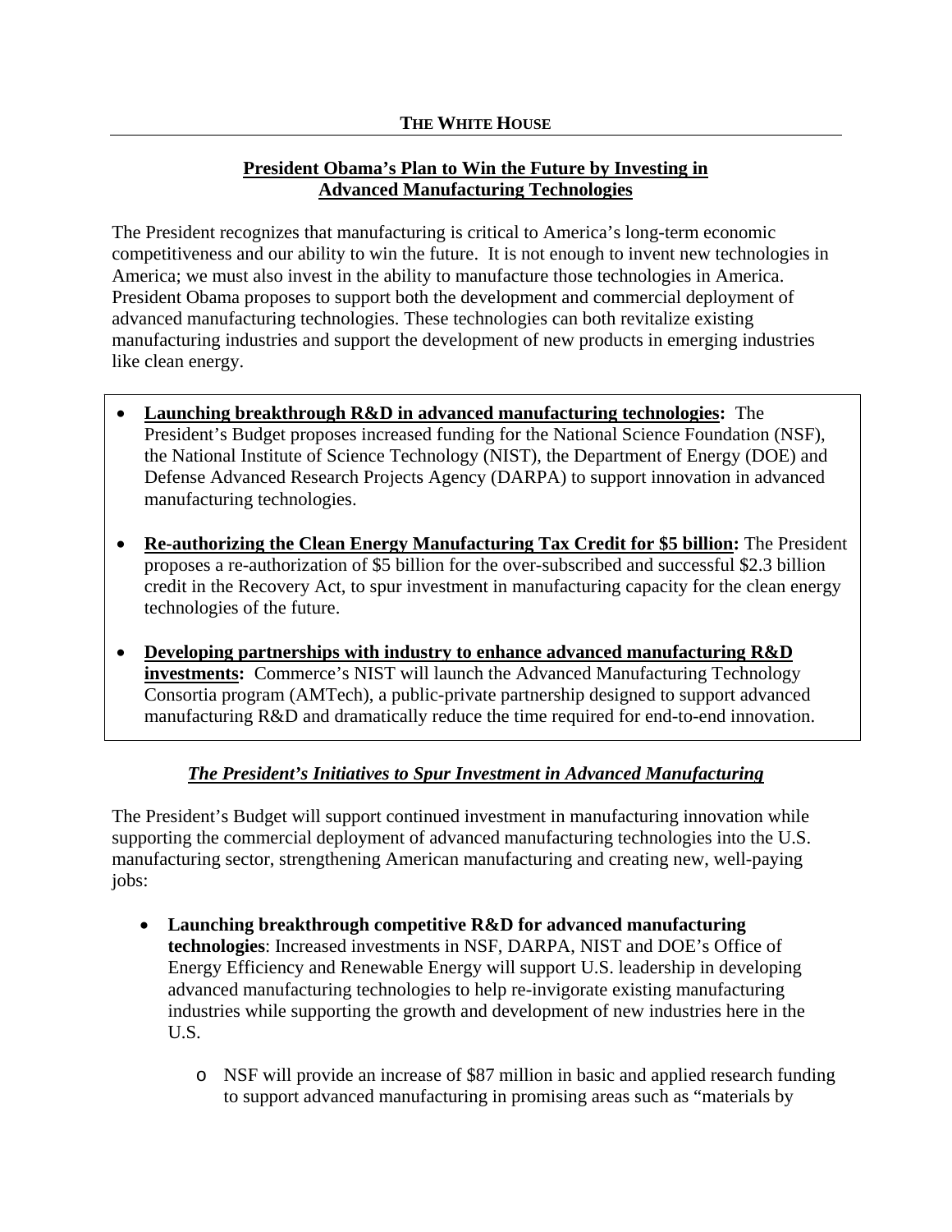**THE WHITE HOUSE**

## President Obama's Plan to Win the Future by Investing in Advanced Manufacturing Technologies

The President recognizes that manufacturing is critical to America's long-term economic competitiveness and our ability to win the future. It is not enough to invent new technologies in America; we must also invest in the ability to manufacture those technologies in America. President Obama proposes to support both the development and commercial deployment of advanced manufacturing technologies. These technologies can both revitalize existing manufacturing industries and support the development of new products in emerging industries like clean energy.

- **Launching breakthrough R&D in advanced manufacturing technologies:** The President's Budget proposes increased funding for the National Science Foundation (NSF), the National Institute of Science Technology (NIST), the Department of Energy (DOE) and Defense Advanced Research Projects Agency (DARPA) to support innovation in advanced manufacturing technologies.
- **Re-authorizing the Clean Energy Manufacturing Tax Credit for $5 billion:** The President proposes a re-authorization of $5 billion for the over-subscribed and successful $2.3 billion credit in the Recovery Act, to spur investment in manufacturing capacity for the clean energy technologies of the future.
- **Developing partnerships with industry to enhance advanced manufacturing R&D investments:** Commerce's NIST will launch the Advanced Manufacturing Technology Consortia program (AMTech), a public-private partnership designed to support advanced manufacturing R&D and dramatically reduce the time required for end-to-end innovation.

### *The President's Initiatives to Spur Investment in Advanced Manufacturing*

The President's Budget will support continued investment in manufacturing innovation while supporting the commercial deployment of advanced manufacturing technologies into the U.S. manufacturing sector, strengthening American manufacturing and creating new, well-paying jobs:

- **Launching breakthrough competitive R&D for advanced manufacturing technologies**: Increased investments in NSF, DARPA, NIST and DOE's Office of Energy Efficiency and Renewable Energy will support U.S. leadership in developing advanced manufacturing technologies to help re-invigorate existing manufacturing industries while supporting the growth and development of new industries here in the U.S.
  - NSF will provide an increase of $87 million in basic and applied research funding to support advanced manufacturing in promising areas such as "materials by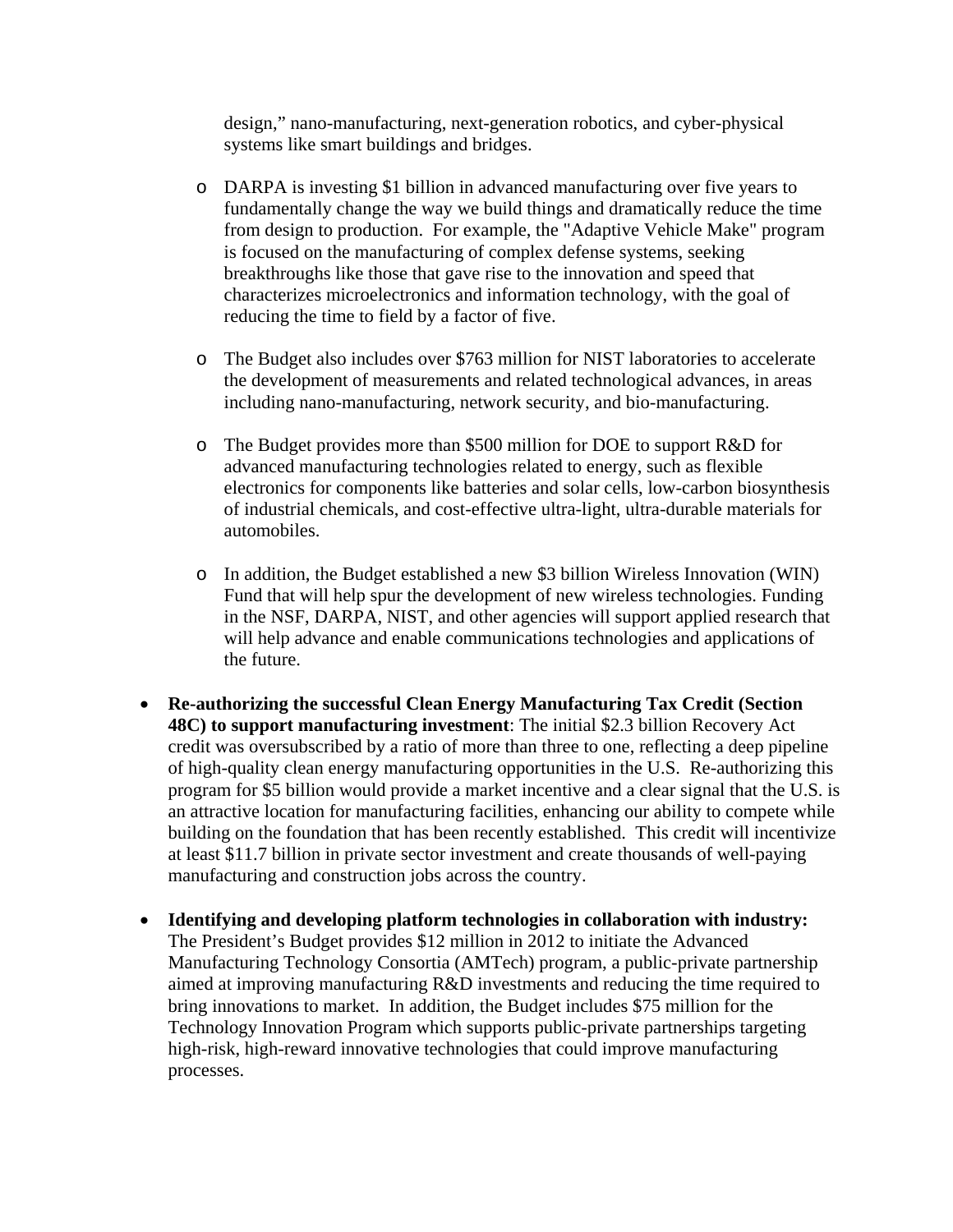design," nano-manufacturing, next-generation robotics, and cyber-physical systems like smart buildings and bridges.

  - DARPA is investing $1 billion in advanced manufacturing over five years to fundamentally change the way we build things and dramatically reduce the time from design to production. For example, the "Adaptive Vehicle Make" program is focused on the manufacturing of complex defense systems, seeking breakthroughs like those that gave rise to the innovation and speed that characterizes microelectronics and information technology, with the goal of reducing the time to field by a factor of five.

  - The Budget also includes over $763 million for NIST laboratories to accelerate the development of measurements and related technological advances, in areas including nano-manufacturing, network security, and bio-manufacturing.

  - The Budget provides more than $500 million for DOE to support R&D for advanced manufacturing technologies related to energy, such as flexible electronics for components like batteries and solar cells, low-carbon biosynthesis of industrial chemicals, and cost-effective ultra-light, ultra-durable materials for automobiles.

  - In addition, the Budget established a new $3 billion Wireless Innovation (WIN) Fund that will help spur the development of new wireless technologies. Funding in the NSF, DARPA, NIST, and other agencies will support applied research that will help advance and enable communications technologies and applications of the future.

- **Re-authorizing the successful Clean Energy Manufacturing Tax Credit (Section 48C) to support manufacturing investment**: The initial $2.3 billion Recovery Act credit was oversubscribed by a ratio of more than three to one, reflecting a deep pipeline of high-quality clean energy manufacturing opportunities in the U.S. Re-authorizing this program for $5 billion would provide a market incentive and a clear signal that the U.S. is an attractive location for manufacturing facilities, enhancing our ability to compete while building on the foundation that has been recently established. This credit will incentivize at least $11.7 billion in private sector investment and create thousands of well-paying manufacturing and construction jobs across the country.

- **Identifying and developing platform technologies in collaboration with industry:** The President's Budget provides $12 million in 2012 to initiate the Advanced Manufacturing Technology Consortia (AMTech) program, a public-private partnership aimed at improving manufacturing R&D investments and reducing the time required to bring innovations to market. In addition, the Budget includes $75 million for the Technology Innovation Program which supports public-private partnerships targeting high-risk, high-reward innovative technologies that could improve manufacturing processes.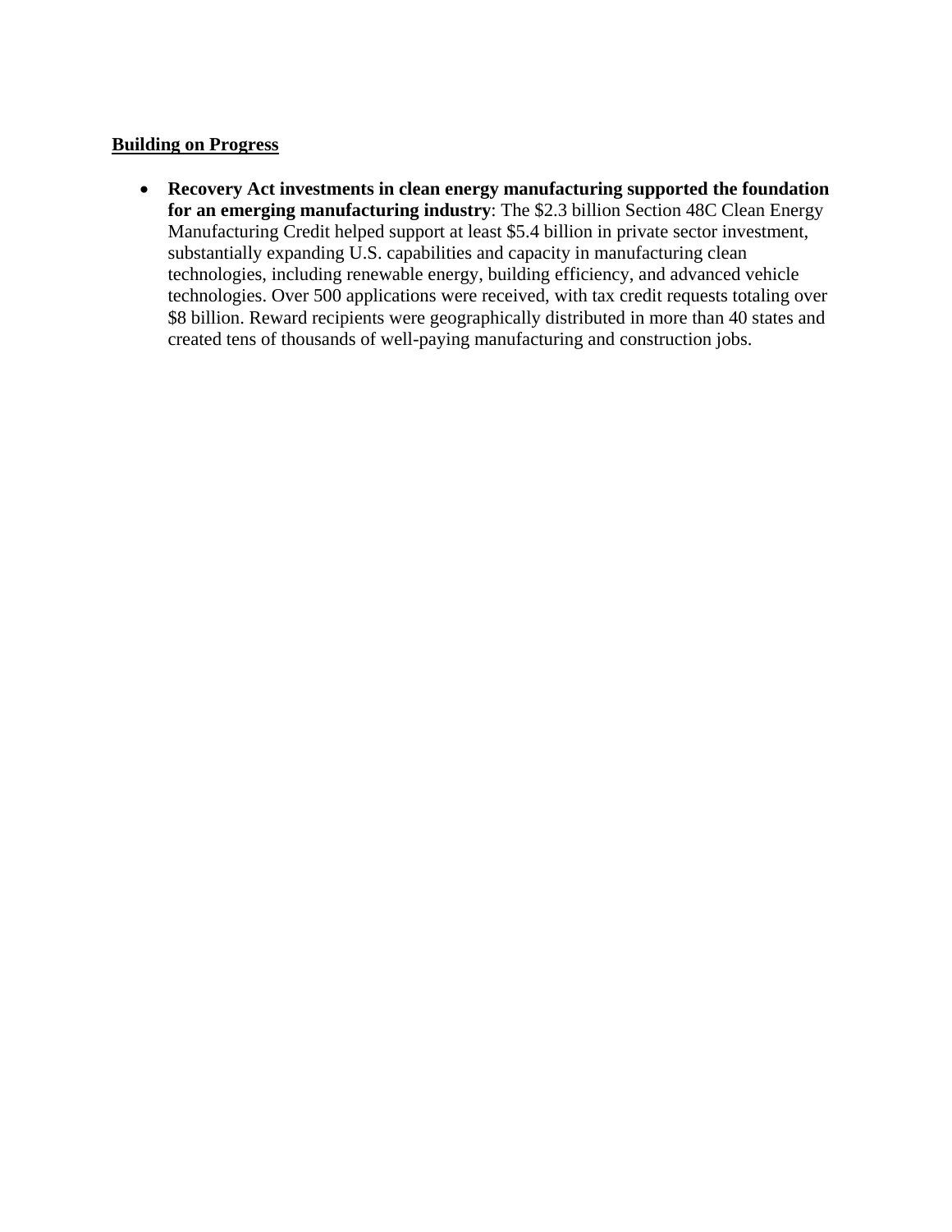**<u>Building on Progress</u>**

- **Recovery Act investments in clean energy manufacturing supported the foundation for an emerging manufacturing industry**: The $2.3 billion Section 48C Clean Energy Manufacturing Credit helped support at least $5.4 billion in private sector investment, substantially expanding U.S. capabilities and capacity in manufacturing clean technologies, including renewable energy, building efficiency, and advanced vehicle technologies. Over 500 applications were received, with tax credit requests totaling over $8 billion. Reward recipients were geographically distributed in more than 40 states and created tens of thousands of well-paying manufacturing and construction jobs.